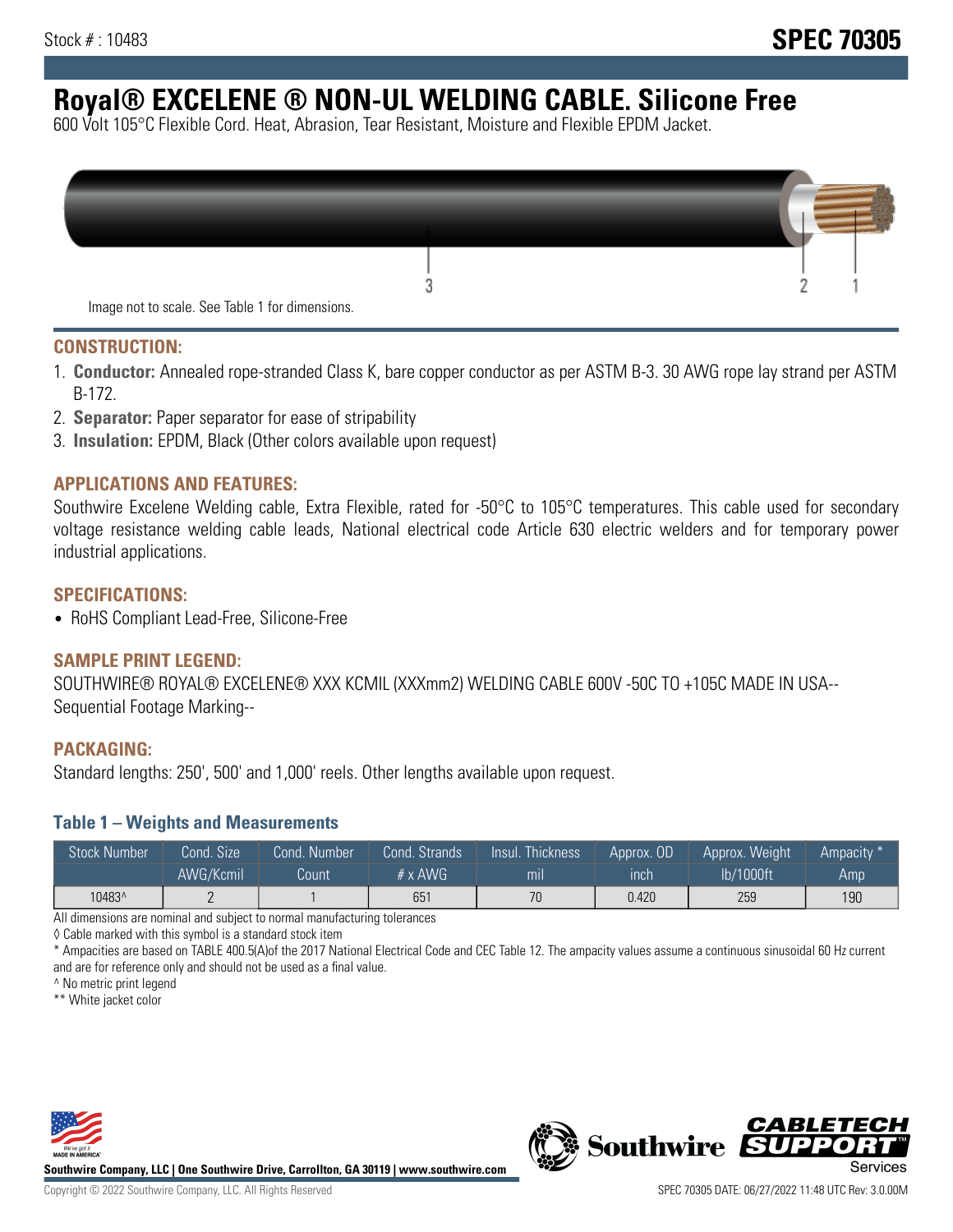Stock # : 10483

# SPEC 70305

# Royal® EXCELENE ® NON-UL WELDING CABLE. Silicone Free

600 Volt 105°C Flexible Cord. Heat, Abrasion, Tear Resistant, Moisture and Flexible EPDM Jacket.

3 2 1

Image not to scale. See Table 1 for dimensions.

## CONSTRUCTION:

1. **Conductor:** Annealed rope-stranded Class K, bare copper conductor as per ASTM B-3. 30 AWG rope lay strand per ASTM B-172.
2. **Separator:** Paper separator for ease of stripability
3. **Insulation:** EPDM, Black (Other colors available upon request)

## APPLICATIONS AND FEATURES:

Southwire Excelene Welding cable, Extra Flexible, rated for -50°C to 105°C temperatures. This cable used for secondary voltage resistance welding cable leads, National electrical code Article 630 electric welders and for temporary power industrial applications.

## SPECIFICATIONS:

- RoHS Compliant Lead-Free, Silicone-Free

## SAMPLE PRINT LEGEND:

SOUTHWIRE® ROYAL® EXCELENE® XXX KCMIL (XXXmm2) WELDING CABLE 600V -50C TO +105C MADE IN USA--Sequential Footage Marking--

## PACKAGING:

Standard lengths: 250', 500' and 1,000' reels. Other lengths available upon request.

### Table 1 – Weights and Measurements

| Stock Number | Cond. Size AWG/Kcmil | Cond. Number Count | Cond. Strands # x AWG | Insul. Thickness mil | Approx. OD inch | Approx. Weight lb/1000ft | Ampacity * Amp |
|---|---|---|---|---|---|---|---|
| 10483^ | 2 | 1 | 651 | 70 | 0.420 | 259 | 190 |

All dimensions are nominal and subject to normal manufacturing tolerances

◊ Cable marked with this symbol is a standard stock item

* Ampacities are based on TABLE 400.5(A)of the 2017 National Electrical Code and CEC Table 12. The ampacity values assume a continuous sinusoidal 60 Hz current and are for reference only and should not be used as a final value.

^ No metric print legend

** White jacket color

Southwire Company, LLC | One Southwire Drive, Carrollton, GA 30119 | www.southwire.com

Copyright © 2022 Southwire Company, LLC. All Rights Reserved

SPEC 70305 DATE: 06/27/2022 11:48 UTC Rev: 3.0.00M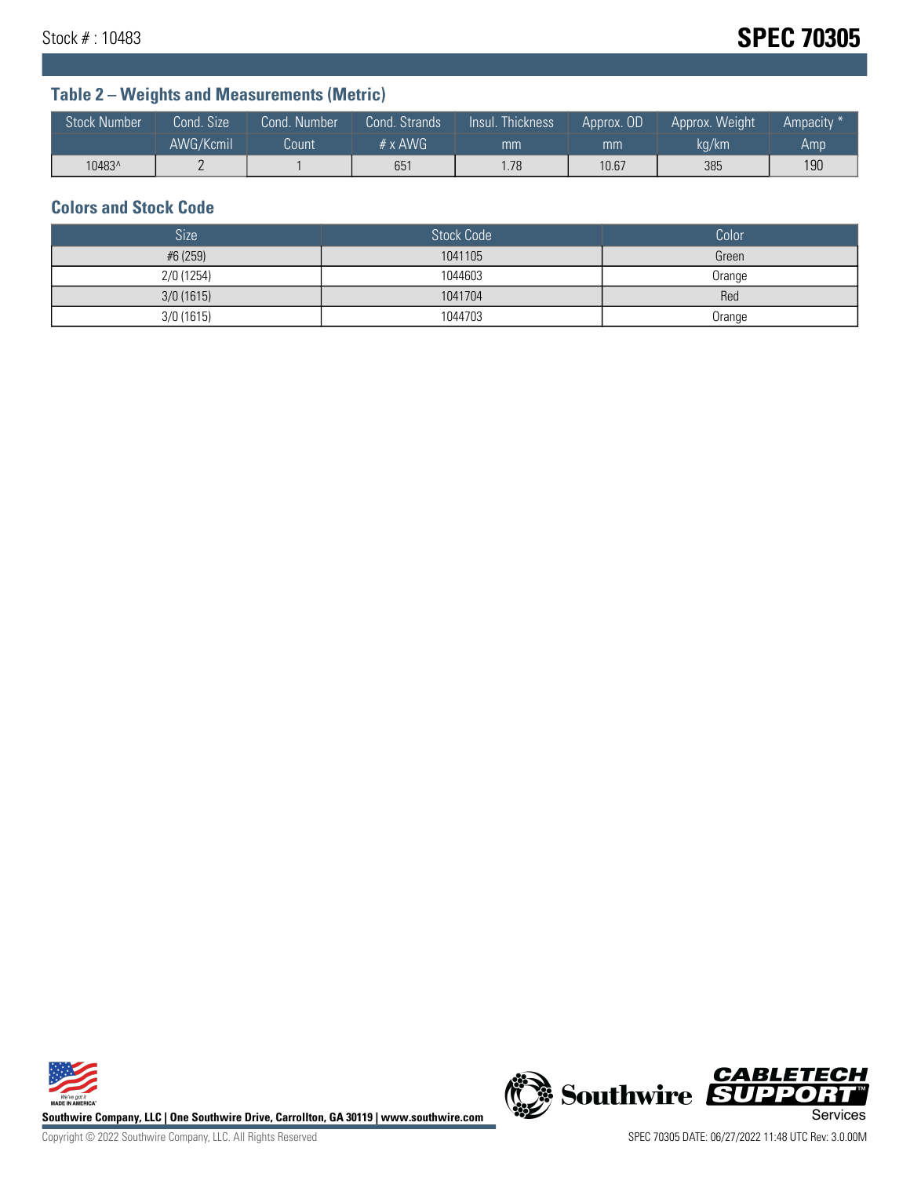## Table 2 – Weights and Measurements (Metric)

| Stock Number | Cond. Size | Cond. Number | Cond. Strands | Insul. Thickness | Approx. OD | Approx. Weight | Ampacity * |
|---|---|---|---|---|---|---|---|
| | AWG/Kcmil | Count | # x AWG | mm | mm | kg/km | Amp |
| 10483^ | 2 | 1 | 651 | 1.78 | 10.67 | 385 | 190 |

## Colors and Stock Code

| Size | Stock Code | Color |
|---|---|---|
| #6 (259) | 1041105 | Green |
| 2/0 (1254) | 1044603 | Orange |
| 3/0 (1615) | 1041704 | Red |
| 3/0 (1615) | 1044703 | Orange |